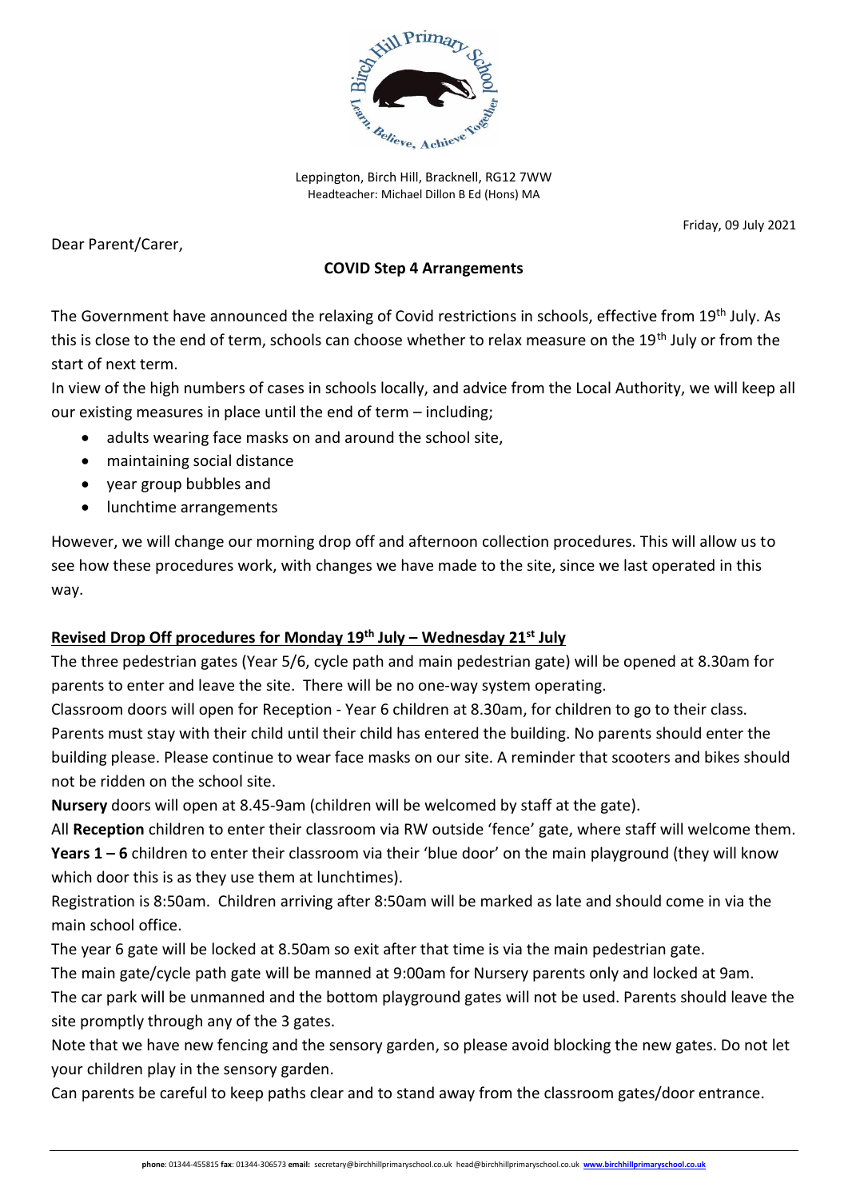Leppington, Birch Hill, Bracknell, RG12 7WW
Headteacher: Michael Dillon B Ed (Hons) MA

Friday, 09 July 2021

Dear Parent/Carer,

**COVID Step 4 Arrangements**

The Government have announced the relaxing of Covid restrictions in schools, effective from 19th July. As this is close to the end of term, schools can choose whether to relax measure on the 19th July or from the start of next term.

In view of the high numbers of cases in schools locally, and advice from the Local Authority, we will keep all our existing measures in place until the end of term – including;

- adults wearing face masks on and around the school site,
- maintaining social distance
- year group bubbles and
- lunchtime arrangements

However, we will change our morning drop off and afternoon collection procedures. This will allow us to see how these procedures work, with changes we have made to the site, since we last operated in this way.

**Revised Drop Off procedures for Monday 19th July – Wednesday 21st July**

The three pedestrian gates (Year 5/6, cycle path and main pedestrian gate) will be opened at 8.30am for parents to enter and leave the site. There will be no one-way system operating.

Classroom doors will open for Reception - Year 6 children at 8.30am, for children to go to their class. Parents must stay with their child until their child has entered the building. No parents should enter the building please. Please continue to wear face masks on our site. A reminder that scooters and bikes should not be ridden on the school site.

**Nursery** doors will open at 8.45-9am (children will be welcomed by staff at the gate).

All **Reception** children to enter their classroom via RW outside 'fence' gate, where staff will welcome them.

**Years 1 – 6** children to enter their classroom via their 'blue door' on the main playground (they will know which door this is as they use them at lunchtimes).

Registration is 8:50am. Children arriving after 8:50am will be marked as late and should come in via the main school office.

The year 6 gate will be locked at 8.50am so exit after that time is via the main pedestrian gate.

The main gate/cycle path gate will be manned at 9:00am for Nursery parents only and locked at 9am.

The car park will be unmanned and the bottom playground gates will not be used. Parents should leave the site promptly through any of the 3 gates.

Note that we have new fencing and the sensory garden, so please avoid blocking the new gates. Do not let your children play in the sensory garden.

Can parents be careful to keep paths clear and to stand away from the classroom gates/door entrance.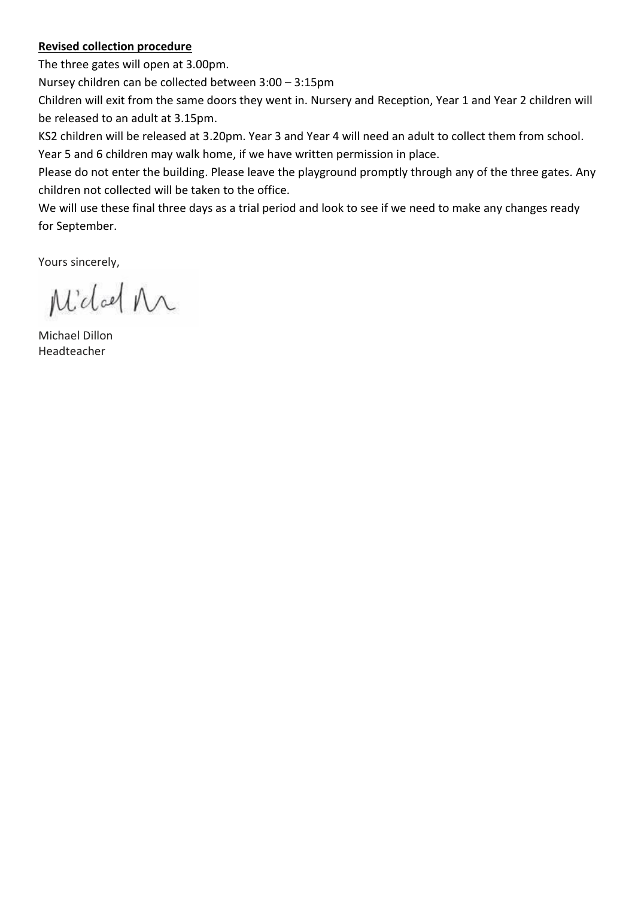**Revised collection procedure**

The three gates will open at 3.00pm.

Nursey children can be collected between 3:00 – 3:15pm

Children will exit from the same doors they went in. Nursery and Reception, Year 1 and Year 2 children will be released to an adult at 3.15pm.

KS2 children will be released at 3.20pm. Year 3 and Year 4 will need an adult to collect them from school. Year 5 and 6 children may walk home, if we have written permission in place.

Please do not enter the building. Please leave the playground promptly through any of the three gates. Any children not collected will be taken to the office.

We will use these final three days as a trial period and look to see if we need to make any changes ready for September.

Yours sincerely,

Michael Dillon
Headteacher